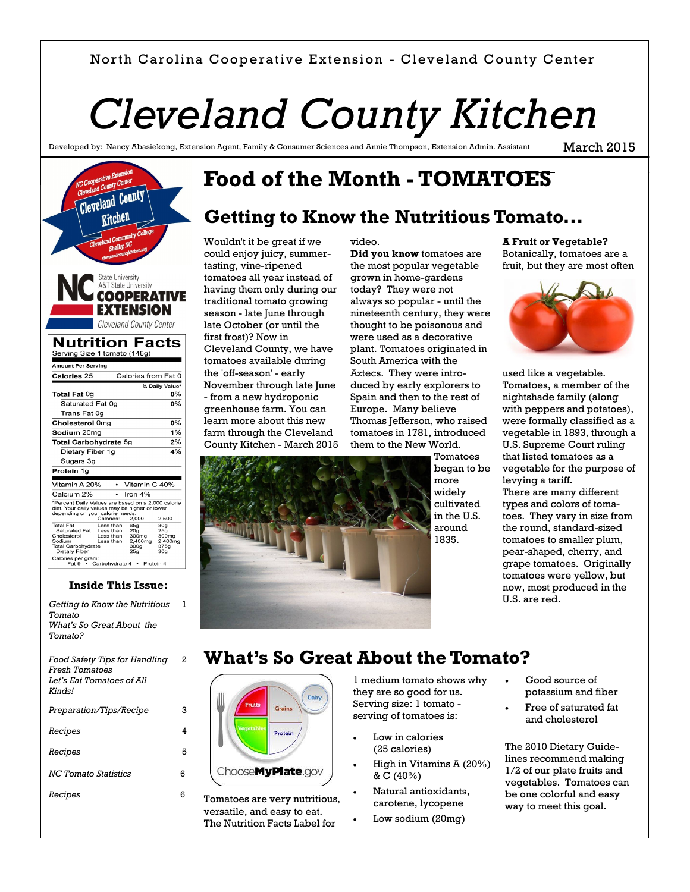North Carolina Cooperative Extension - Cleveland County Center

# Cleveland County Kitchen

Developed by: Nancy Abasiekong, Extension Agent, Family & Consumer Sciences and Annie Thompson, Extension Admin. Assistant

March 2015

## Nutrition Facts

Serving Size 1 tomato (148g)

| Amount Per Serving | |
|---|---|
| Calories 25 | Calories from Fat 0 |
| | % Daily Value* |
| Total Fat 0g | 0% |
| Saturated Fat 0g | 0% |
| Trans Fat 0g | |
| Cholesterol 0mg | 0% |
| Sodium 20mg | 1% |
| Total Carbohydrate 5g | 2% |
| Dietary Fiber 1g | 4% |
| Sugars 3g | |
| Protein 1g | |
| Vitamin A 20% | Vitamin C 40% |
| Calcium 2% | Iron 4% |

*Percent Daily Values are based on a 2,000 calorie diet. Your daily values may be higher or lower depending on your calorie needs:

| | | Calories: 2,000 | 2,500 |
|---|---|---|---|
| Total Fat | Less than | 65g | 80g |
| Saturated Fat | Less than | 20g | 25g |
| Cholesterol | Less than | 300mg | 300mg |
| Sodium | Less than | 2,400mg | 2,400mg |
| Total Carbohydrate | | 300g | 375g |
| Dietary Fiber | | 25g | 30g |

Calories per gram: Fat 9 • Carbohydrate 4 • Protein 4

### Inside This Issue:

| | |
|---|---|
| *Getting to Know the Nutritious Tomato* *What's So Great About the Tomato?* | 1 |
| *Food Safety Tips for Handling Fresh Tomatoes* *Let's Eat Tomatoes of All Kinds!* | 2 |
| *Preparation/Tips/Recipe* | 3 |
| *Recipes* | 4 |
| *Recipes* | 5 |
| *NC Tomato Statistics* | 6 |
| *Recipes* | 6 |

# Food of the Month - TOMATOES

## Getting to Know the Nutritious Tomato...

Wouldn't it be great if we could enjoy juicy, summer-tasting, vine-ripened tomatoes all year instead of having them only during our traditional tomato growing season - late June through late October (or until the first frost)? Now in Cleveland County, we have tomatoes available during the 'off-season' - early November through late June - from a new hydroponic greenhouse farm. You can learn more about this new farm through the Cleveland County Kitchen - March 2015 video.

**Did you know** tomatoes are the most popular vegetable grown in home-gardens today? They were not always so popular - until the nineteenth century, they were thought to be poisonous and were used as a decorative plant. Tomatoes originated in South America with the Aztecs. They were introduced by early explorers to Spain and then to the rest of Europe. Many believe Thomas Jefferson, who raised tomatoes in 1781, introduced them to the New World. Tomatoes began to be more widely cultivated in the U.S. around 1835.

**A Fruit or Vegetable?** Botanically, tomatoes are a fruit, but they are most often used like a vegetable. Tomatoes, a member of the nightshade family (along with peppers and potatoes), were formally classified as a vegetable in 1893, through a U.S. Supreme Court ruling that listed tomatoes as a vegetable for the purpose of levying a tariff.

There are many different types and colors of tomatoes. They vary in size from the round, standard-sized tomatoes to smaller plum, pear-shaped, cherry, and grape tomatoes. Originally tomatoes were yellow, but now, most produced in the U.S. are red.

## What's So Great About the Tomato?

Tomatoes are very nutritious, versatile, and easy to eat. The Nutrition Facts Label for 1 medium tomato shows why they are so good for us. Serving size: 1 tomato - serving of tomatoes is:

- Low in calories (25 calories)
- High in Vitamins A (20%) & C (40%)
- Natural antioxidants, carotene, lycopene
- Low sodium (20mg)
- Good source of potassium and fiber
- Free of saturated fat and cholesterol

The 2010 Dietary Guidelines recommend making 1/2 of our plate fruits and vegetables. Tomatoes can be one colorful and easy way to meet this goal.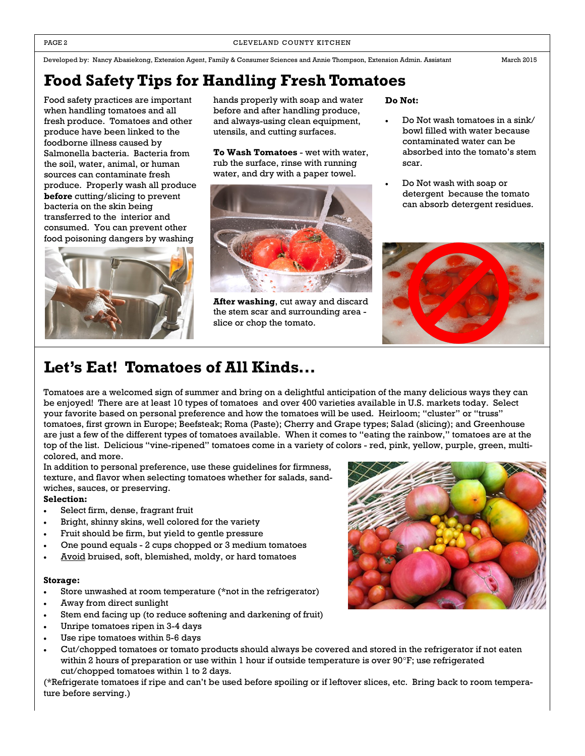Developed by: Nancy Abasiekong, Extension Agent, Family & Consumer Sciences and Annie Thompson, Extension Admin. Assistant — March 2015

# Food Safety Tips for Handling Fresh Tomatoes

Food safety practices are important when handling tomatoes and all fresh produce. Tomatoes and other produce have been linked to the foodborne illness caused by Salmonella bacteria. Bacteria from the soil, water, animal, or human sources can contaminate fresh produce. Properly wash all produce **before** cutting/slicing to prevent bacteria on the skin being transferred to the interior and consumed. You can prevent other food poisoning dangers by washing hands properly with soap and water before and after handling produce, and always-using clean equipment, utensils, and cutting surfaces.

**To Wash Tomatoes** - wet with water, rub the surface, rinse with running water, and dry with a paper towel.

**After washing**, cut away and discard the stem scar and surrounding area - slice or chop the tomato.

**Do Not:**

- Do Not wash tomatoes in a sink/ bowl filled with water because contaminated water can be absorbed into the tomato's stem scar.
- Do Not wash with soap or detergent because the tomato can absorb detergent residues.

# Let's Eat! Tomatoes of All Kinds…

Tomatoes are a welcomed sign of summer and bring on a delightful anticipation of the many delicious ways they can be enjoyed! There are at least 10 types of tomatoes and over 400 varieties available in U.S. markets today. Select your favorite based on personal preference and how the tomatoes will be used. Heirloom; "cluster" or "truss" tomatoes, first grown in Europe; Beefsteak; Roma (Paste); Cherry and Grape types; Salad (slicing); and Greenhouse are just a few of the different types of tomatoes available. When it comes to "eating the rainbow," tomatoes are at the top of the list. Delicious "vine-ripened" tomatoes come in a variety of colors - red, pink, yellow, purple, green, multi-colored, and more.

In addition to personal preference, use these guidelines for firmness, texture, and flavor when selecting tomatoes whether for salads, sandwiches, sauces, or preserving.

**Selection:**

- Select firm, dense, fragrant fruit
- Bright, shinny skins, well colored for the variety
- Fruit should be firm, but yield to gentle pressure
- One pound equals - 2 cups chopped or 3 medium tomatoes
- <u>Avoid</u> bruised, soft, blemished, moldy, or hard tomatoes

**Storage:**

- Store unwashed at room temperature (*not in the refrigerator)
- Away from direct sunlight
- Stem end facing up (to reduce softening and darkening of fruit)
- Unripe tomatoes ripen in 3-4 days
- Use ripe tomatoes within 5-6 days
- Cut/chopped tomatoes or tomato products should always be covered and stored in the refrigerator if not eaten within 2 hours of preparation or use within 1 hour if outside temperature is over 90°F; use refrigerated cut/chopped tomatoes within 1 to 2 days.

(*Refrigerate tomatoes if ripe and can't be used before spoiling or if leftover slices, etc. Bring back to room temperature before serving.)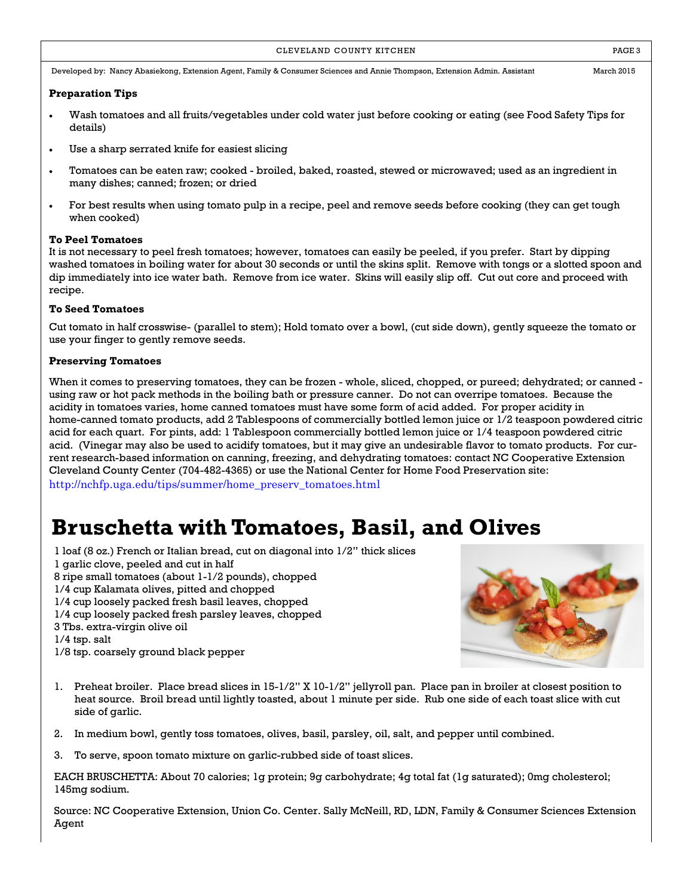Developed by: Nancy Abasiekong, Extension Agent, Family & Consumer Sciences and Annie Thompson, Extension Admin. Assistant March 2015

**Preparation Tips**

- Wash tomatoes and all fruits/vegetables under cold water just before cooking or eating (see Food Safety Tips for details)
- Use a sharp serrated knife for easiest slicing
- Tomatoes can be eaten raw; cooked - broiled, baked, roasted, stewed or microwaved; used as an ingredient in many dishes; canned; frozen; or dried
- For best results when using tomato pulp in a recipe, peel and remove seeds before cooking (they can get tough when cooked)

**To Peel Tomatoes**

It is not necessary to peel fresh tomatoes; however, tomatoes can easily be peeled, if you prefer. Start by dipping washed tomatoes in boiling water for about 30 seconds or until the skins split. Remove with tongs or a slotted spoon and dip immediately into ice water bath. Remove from ice water. Skins will easily slip off. Cut out core and proceed with recipe.

**To Seed Tomatoes**

Cut tomato in half crosswise- (parallel to stem); Hold tomato over a bowl, (cut side down), gently squeeze the tomato or use your finger to gently remove seeds.

**Preserving Tomatoes**

When it comes to preserving tomatoes, they can be frozen - whole, sliced, chopped, or pureed; dehydrated; or canned - using raw or hot pack methods in the boiling bath or pressure canner. Do not can overripe tomatoes. Because the acidity in tomatoes varies, home canned tomatoes must have some form of acid added. For proper acidity in home-canned tomato products, add 2 Tablespoons of commercially bottled lemon juice or 1/2 teaspoon powdered citric acid for each quart. For pints, add: 1 Tablespoon commercially bottled lemon juice or 1/4 teaspoon powdered citric acid. (Vinegar may also be used to acidify tomatoes, but it may give an undesirable flavor to tomato products. For current research-based information on canning, freezing, and dehydrating tomatoes: contact NC Cooperative Extension Cleveland County Center (704-482-4365) or use the National Center for Home Food Preservation site: http://nchfp.uga.edu/tips/summer/home_preserv_tomatoes.html

# Bruschetta with Tomatoes, Basil, and Olives

1 loaf (8 oz.) French or Italian bread, cut on diagonal into 1/2" thick slices
1 garlic clove, peeled and cut in half
8 ripe small tomatoes (about 1-1/2 pounds), chopped
1/4 cup Kalamata olives, pitted and chopped
1/4 cup loosely packed fresh basil leaves, chopped
1/4 cup loosely packed fresh parsley leaves, chopped
3 Tbs. extra-virgin olive oil
1/4 tsp. salt
1/8 tsp. coarsely ground black pepper

1. Preheat broiler. Place bread slices in 15-1/2" X 10-1/2" jellyroll pan. Place pan in broiler at closest position to heat source. Broil bread until lightly toasted, about 1 minute per side. Rub one side of each toast slice with cut side of garlic.
2. In medium bowl, gently toss tomatoes, olives, basil, parsley, oil, salt, and pepper until combined.
3. To serve, spoon tomato mixture on garlic-rubbed side of toast slices.

EACH BRUSCHETTA: About 70 calories; 1g protein; 9g carbohydrate; 4g total fat (1g saturated); 0mg cholesterol; 145mg sodium.

Source: NC Cooperative Extension, Union Co. Center. Sally McNeill, RD, LDN, Family & Consumer Sciences Extension Agent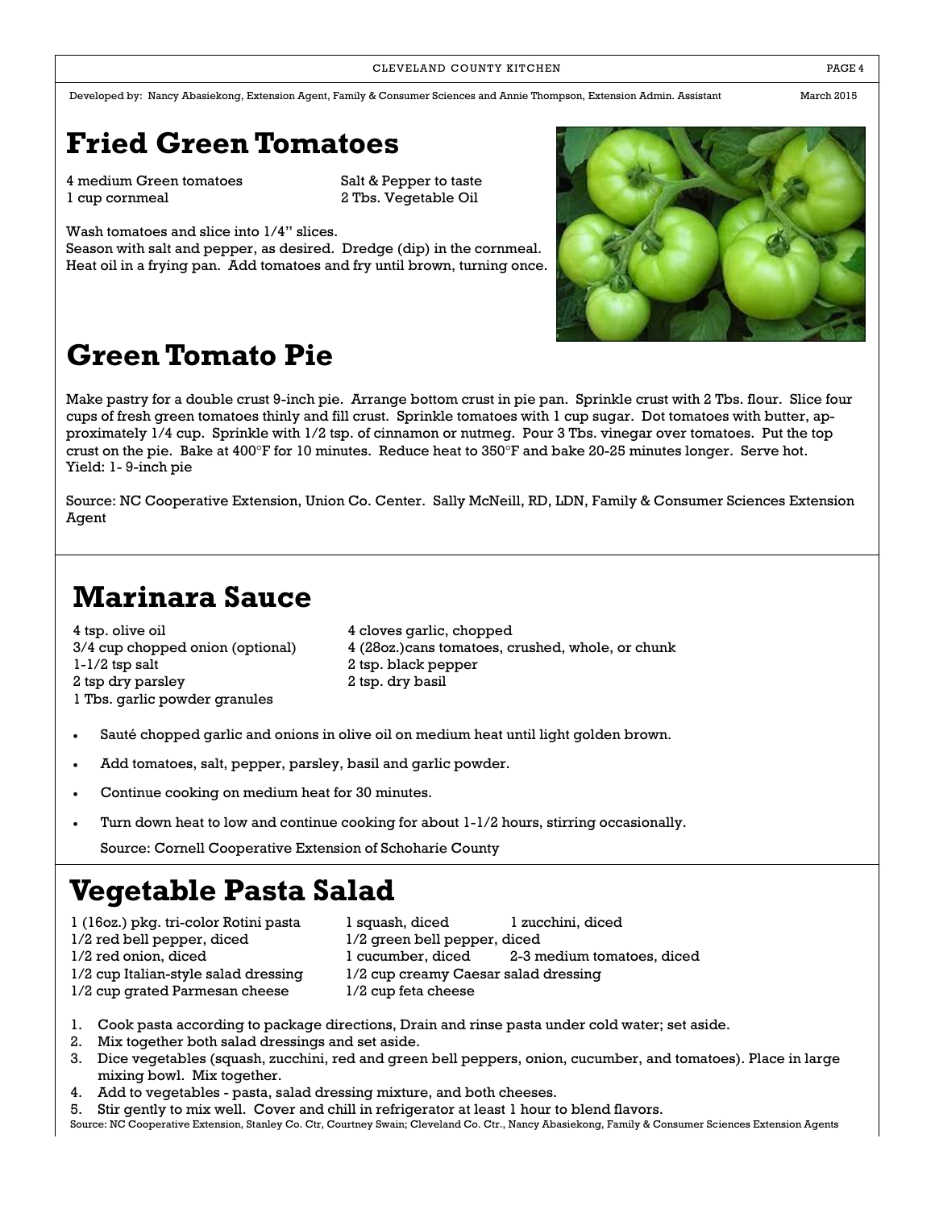Developed by: Nancy Abasiekong, Extension Agent, Family & Consumer Sciences and Annie Thompson, Extension Admin. Assistant March 2015

# Fried Green Tomatoes

4 medium Green tomatoes
1 cup cornmeal
Salt & Pepper to taste
2 Tbs. Vegetable Oil

Wash tomatoes and slice into 1/4" slices.
Season with salt and pepper, as desired. Dredge (dip) in the cornmeal.
Heat oil in a frying pan. Add tomatoes and fry until brown, turning once.

# Green Tomato Pie

Make pastry for a double crust 9-inch pie. Arrange bottom crust in pie pan. Sprinkle crust with 2 Tbs. flour. Slice four cups of fresh green tomatoes thinly and fill crust. Sprinkle tomatoes with 1 cup sugar. Dot tomatoes with butter, approximately 1/4 cup. Sprinkle with 1/2 tsp. of cinnamon or nutmeg. Pour 3 Tbs. vinegar over tomatoes. Put the top crust on the pie. Bake at 400°F for 10 minutes. Reduce heat to 350°F and bake 20-25 minutes longer. Serve hot.
Yield: 1- 9-inch pie

Source: NC Cooperative Extension, Union Co. Center. Sally McNeill, RD, LDN, Family & Consumer Sciences Extension Agent

# Marinara Sauce

4 tsp. olive oil
3/4 cup chopped onion (optional)
1-1/2 tsp salt
2 tsp dry parsley
1 Tbs. garlic powder granules
4 cloves garlic, chopped
4 (28oz.)cans tomatoes, crushed, whole, or chunk
2 tsp. black pepper
2 tsp. dry basil

- Sauté chopped garlic and onions in olive oil on medium heat until light golden brown.
- Add tomatoes, salt, pepper, parsley, basil and garlic powder.
- Continue cooking on medium heat for 30 minutes.
- Turn down heat to low and continue cooking for about 1-1/2 hours, stirring occasionally.

Source: Cornell Cooperative Extension of Schoharie County

# Vegetable Pasta Salad

1 (16oz.) pkg. tri-color Rotini pasta
1/2 red bell pepper, diced
1/2 red onion, diced
1/2 cup Italian-style salad dressing
1/2 cup grated Parmesan cheese
1 squash, diced
1 zucchini, diced
1/2 green bell pepper, diced
1 cucumber, diced
2-3 medium tomatoes, diced
1/2 cup creamy Caesar salad dressing
1/2 cup feta cheese

1. Cook pasta according to package directions, Drain and rinse pasta under cold water; set aside.
2. Mix together both salad dressings and set aside.
3. Dice vegetables (squash, zucchini, red and green bell peppers, onion, cucumber, and tomatoes). Place in large mixing bowl. Mix together.
4. Add to vegetables - pasta, salad dressing mixture, and both cheeses.
5. Stir gently to mix well. Cover and chill in refrigerator at least 1 hour to blend flavors.

Source: NC Cooperative Extension, Stanley Co. Ctr, Courtney Swain; Cleveland Co. Ctr., Nancy Abasiekong, Family & Consumer Sciences Extension Agents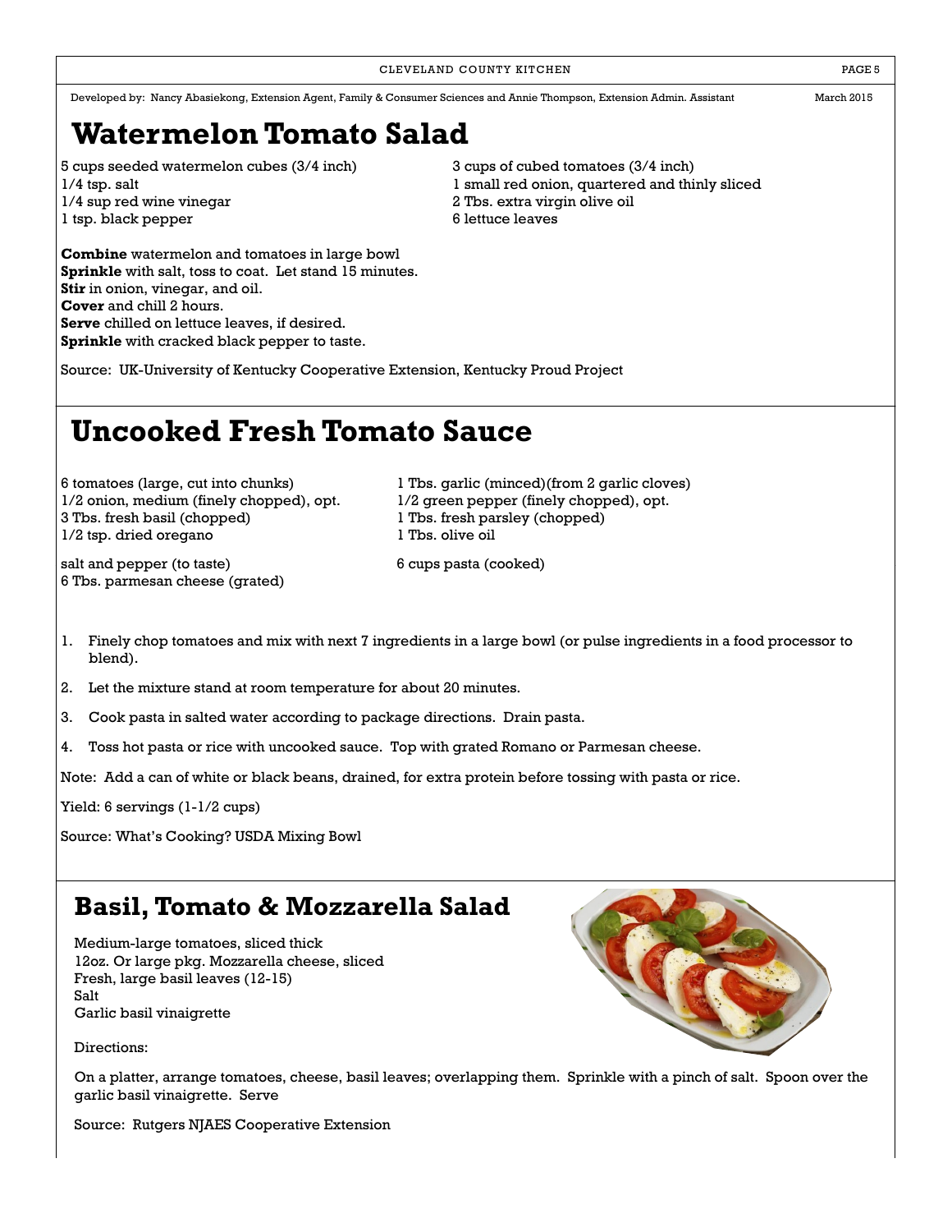Developed by: Nancy Abasiekong, Extension Agent, Family & Consumer Sciences and Annie Thompson, Extension Admin. Assistant March 2015

# Watermelon Tomato Salad

5 cups seeded watermelon cubes (3/4 inch)
1/4 tsp. salt
1/4 sup red wine vinegar
1 tsp. black pepper
3 cups of cubed tomatoes (3/4 inch)
1 small red onion, quartered and thinly sliced
2 Tbs. extra virgin olive oil
6 lettuce leaves

**Combine** watermelon and tomatoes in large bowl
**Sprinkle** with salt, toss to coat. Let stand 15 minutes.
**Stir** in onion, vinegar, and oil.
**Cover** and chill 2 hours.
**Serve** chilled on lettuce leaves, if desired.
**Sprinkle** with cracked black pepper to taste.

Source: UK-University of Kentucky Cooperative Extension, Kentucky Proud Project

# Uncooked Fresh Tomato Sauce

6 tomatoes (large, cut into chunks)
1/2 onion, medium (finely chopped), opt.
3 Tbs. fresh basil (chopped)
1/2 tsp. dried oregano
1 Tbs. garlic (minced)(from 2 garlic cloves)
1/2 green pepper (finely chopped), opt.
1 Tbs. fresh parsley (chopped)
1 Tbs. olive oil
salt and pepper (to taste)
6 Tbs. parmesan cheese (grated)
6 cups pasta (cooked)

1. Finely chop tomatoes and mix with next 7 ingredients in a large bowl (or pulse ingredients in a food processor to blend).
2. Let the mixture stand at room temperature for about 20 minutes.
3. Cook pasta in salted water according to package directions. Drain pasta.
4. Toss hot pasta or rice with uncooked sauce. Top with grated Romano or Parmesan cheese.

Note: Add a can of white or black beans, drained, for extra protein before tossing with pasta or rice.

Yield: 6 servings (1-1/2 cups)

Source: What's Cooking? USDA Mixing Bowl

# Basil, Tomato & Mozzarella Salad

Medium-large tomatoes, sliced thick
12oz. Or large pkg. Mozzarella cheese, sliced
Fresh, large basil leaves (12-15)
Salt
Garlic basil vinaigrette

Directions:

On a platter, arrange tomatoes, cheese, basil leaves; overlapping them. Sprinkle with a pinch of salt. Spoon over the garlic basil vinaigrette. Serve

Source: Rutgers NJAES Cooperative Extension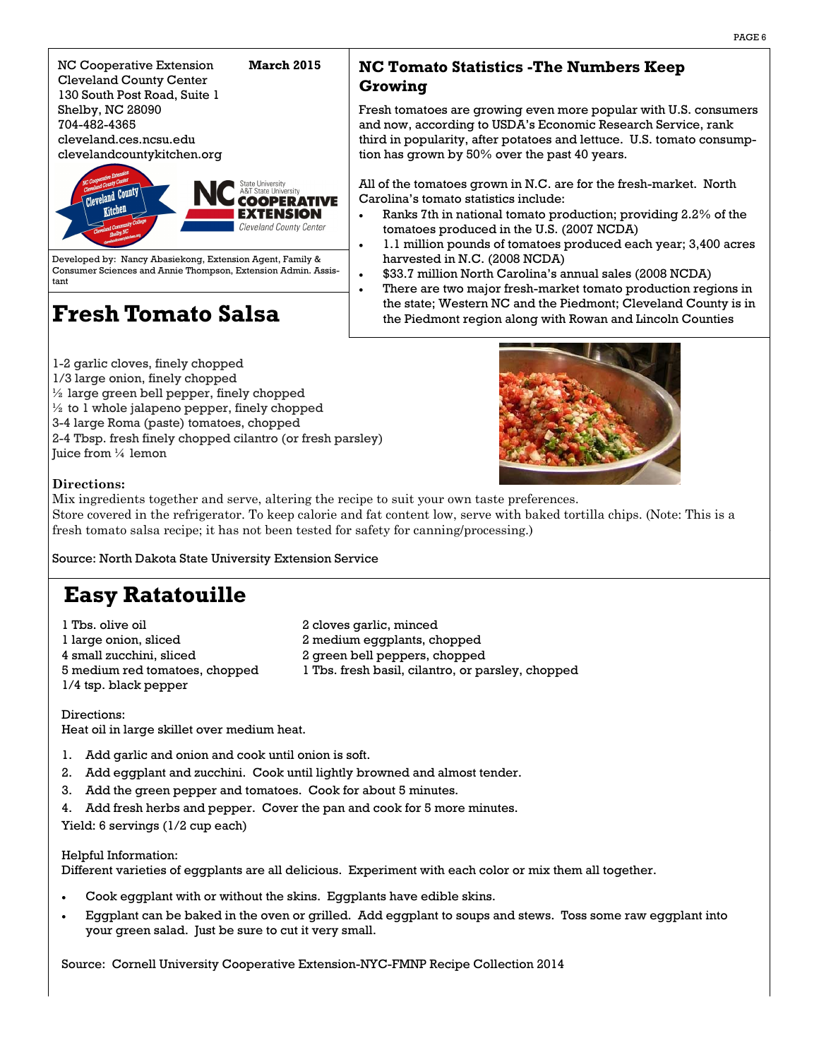NC Cooperative Extension
Cleveland County Center
130 South Post Road, Suite 1
Shelby, NC 28090
704-482-4365
cleveland.ces.ncsu.edu
clevelandcountykitchen.org

**March 2015**

Developed by: Nancy Abasiekong, Extension Agent, Family & Consumer Sciences and Annie Thompson, Extension Admin. Assistant

## NC Tomato Statistics -The Numbers Keep Growing

Fresh tomatoes are growing even more popular with U.S. consumers and now, according to USDA's Economic Research Service, rank third in popularity, after potatoes and lettuce. U.S. tomato consumption has grown by 50% over the past 40 years.

All of the tomatoes grown in N.C. are for the fresh-market. North Carolina's tomato statistics include:

- Ranks 7th in national tomato production; providing 2.2% of the tomatoes produced in the U.S. (2007 NCDA)
- 1.1 million pounds of tomatoes produced each year; 3,400 acres harvested in N.C. (2008 NCDA)
- $33.7 million North Carolina's annual sales (2008 NCDA)
- There are two major fresh-market tomato production regions in the state; Western NC and the Piedmont; Cleveland County is in the Piedmont region along with Rowan and Lincoln Counties

# Fresh Tomato Salsa

1-2 garlic cloves, finely chopped
1/3 large onion, finely chopped
½ large green bell pepper, finely chopped
½ to 1 whole jalapeno pepper, finely chopped
3-4 large Roma (paste) tomatoes, chopped
2-4 Tbsp. fresh finely chopped cilantro (or fresh parsley)
Juice from ¼ lemon

**Directions:**
Mix ingredients together and serve, altering the recipe to suit your own taste preferences.
Store covered in the refrigerator. To keep calorie and fat content low, serve with baked tortilla chips. (Note: This is a fresh tomato salsa recipe; it has not been tested for safety for canning/processing.)

Source: North Dakota State University Extension Service

# Easy Ratatouille

1 Tbs. olive oil
1 large onion, sliced
4 small zucchini, sliced
5 medium red tomatoes, chopped
1/4 tsp. black pepper
2 cloves garlic, minced
2 medium eggplants, chopped
2 green bell peppers, chopped
1 Tbs. fresh basil, cilantro, or parsley, chopped

Directions:
Heat oil in large skillet over medium heat.

1. Add garlic and onion and cook until onion is soft.
2. Add eggplant and zucchini. Cook until lightly browned and almost tender.
3. Add the green pepper and tomatoes. Cook for about 5 minutes.
4. Add fresh herbs and pepper. Cover the pan and cook for 5 more minutes.

Yield: 6 servings (1/2 cup each)

Helpful Information:
Different varieties of eggplants are all delicious. Experiment with each color or mix them all together.

- Cook eggplant with or without the skins. Eggplants have edible skins.
- Eggplant can be baked in the oven or grilled. Add eggplant to soups and stews. Toss some raw eggplant into your green salad. Just be sure to cut it very small.

Source: Cornell University Cooperative Extension-NYC-FMNP Recipe Collection 2014